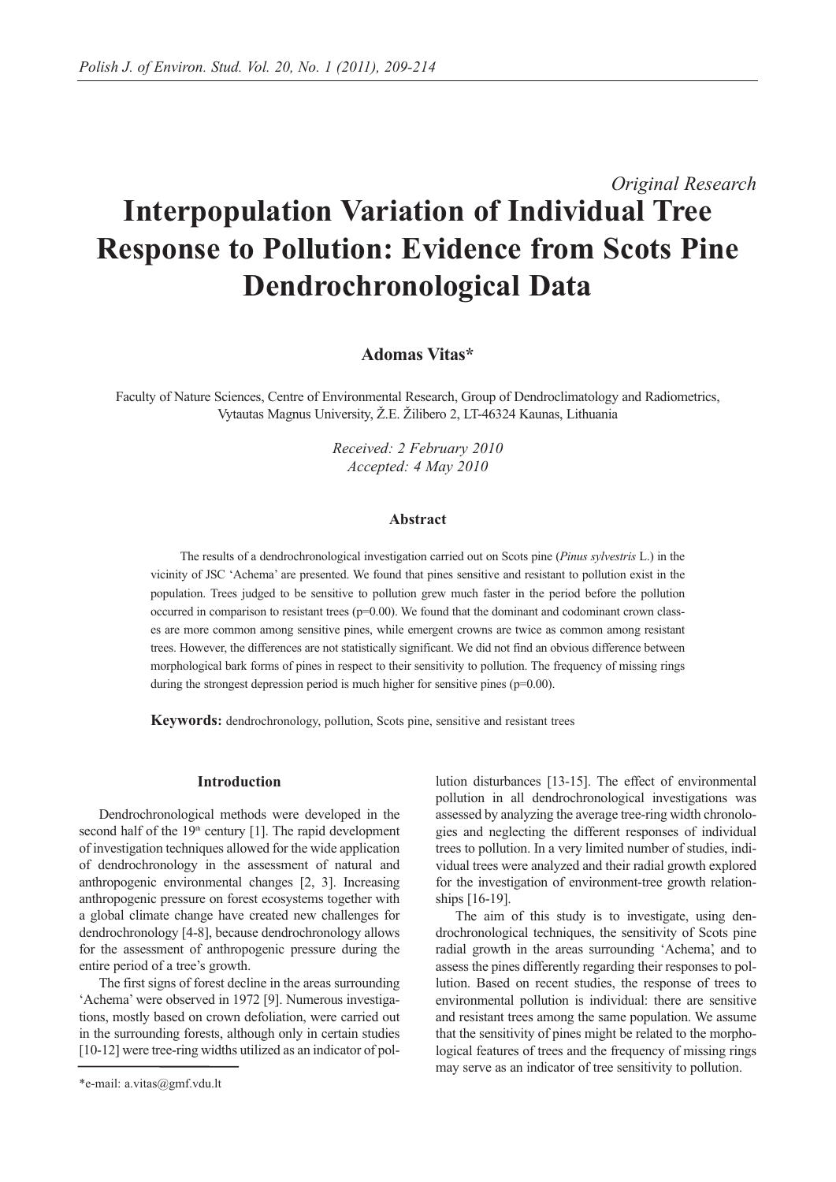*Original Research*

# Interpopulation Variation of Individual Tree Response to Pollution: Evidence from Scots Pine Dendrochronological Data

**Adomas Vitas***

Faculty of Nature Sciences, Centre of Environmental Research, Group of Dendroclimatology and Radiometrics, Vytautas Magnus University, Ž.E. Žilibero 2, LT-46324 Kaunas, Lithuania

*Received: 2 February 2010*
*Accepted: 4 May 2010*

### Abstract

The results of a dendrochronological investigation carried out on Scots pine (*Pinus sylvestris* L.) in the vicinity of JSC 'Achema' are presented. We found that pines sensitive and resistant to pollution exist in the population. Trees judged to be sensitive to pollution grew much faster in the period before the pollution occurred in comparison to resistant trees (p=0.00). We found that the dominant and codominant crown classes are more common among sensitive pines, while emergent crowns are twice as common among resistant trees. However, the differences are not statistically significant. We did not find an obvious difference between morphological bark forms of pines in respect to their sensitivity to pollution. The frequency of missing rings during the strongest depression period is much higher for sensitive pines (p=0.00).

**Keywords:** dendrochronology, pollution, Scots pine, sensitive and resistant trees

## Introduction

Dendrochronological methods were developed in the second half of the 19th century [1]. The rapid development of investigation techniques allowed for the wide application of dendrochronology in the assessment of natural and anthropogenic environmental changes [2, 3]. Increasing anthropogenic pressure on forest ecosystems together with a global climate change have created new challenges for dendrochronology [4-8], because dendrochronology allows for the assessment of anthropogenic pressure during the entire period of a tree's growth.

The first signs of forest decline in the areas surrounding 'Achema' were observed in 1972 [9]. Numerous investigations, mostly based on crown defoliation, were carried out in the surrounding forests, although only in certain studies [10-12] were tree-ring widths utilized as an indicator of pollution disturbances [13-15]. The effect of environmental pollution in all dendrochronological investigations was assessed by analyzing the average tree-ring width chronologies and neglecting the different responses of individual trees to pollution. In a very limited number of studies, individual trees were analyzed and their radial growth explored for the investigation of environment-tree growth relationships [16-19].

The aim of this study is to investigate, using dendrochronological techniques, the sensitivity of Scots pine radial growth in the areas surrounding 'Achema', and to assess the pines differently regarding their responses to pollution. Based on recent studies, the response of trees to environmental pollution is individual: there are sensitive and resistant trees among the same population. We assume that the sensitivity of pines might be related to the morphological features of trees and the frequency of missing rings may serve as an indicator of tree sensitivity to pollution.

*e-mail: a.vitas@gmf.vdu.lt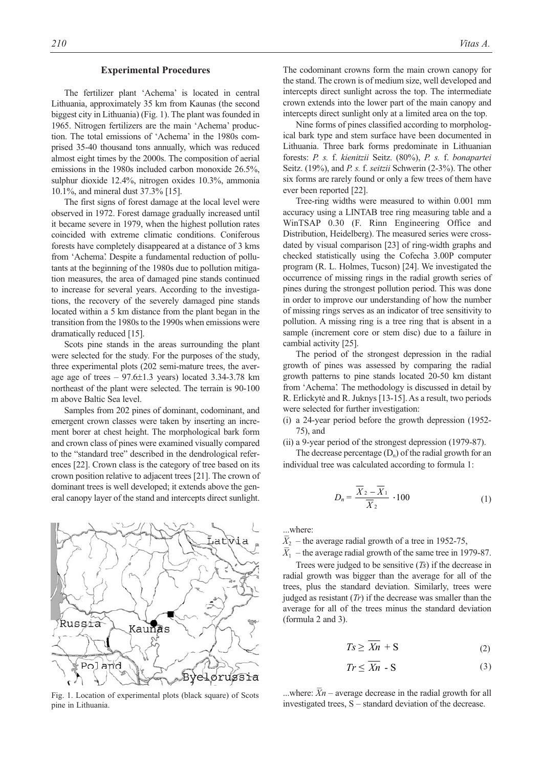## Experimental Procedures

The fertilizer plant 'Achema' is located in central Lithuania, approximately 35 km from Kaunas (the second biggest city in Lithuania) (Fig. 1). The plant was founded in 1965. Nitrogen fertilizers are the main 'Achema' production. The total emissions of 'Achema' in the 1980s comprised 35-40 thousand tons annually, which was reduced almost eight times by the 2000s. The composition of aerial emissions in the 1980s included carbon monoxide 26.5%, sulphur dioxide 12.4%, nitrogen oxides 10.3%, ammonia 10.1%, and mineral dust 37.3% [15].

The first signs of forest damage at the local level were observed in 1972. Forest damage gradually increased until it became severe in 1979, when the highest pollution rates coincided with extreme climatic conditions. Coniferous forests have completely disappeared at a distance of 3 kms from 'Achema'. Despite a fundamental reduction of pollutants at the beginning of the 1980s due to pollution mitigation measures, the area of damaged pine stands continued to increase for several years. According to the investigations, the recovery of the severely damaged pine stands located within a 5 km distance from the plant began in the transition from the 1980s to the 1990s when emissions were dramatically reduced [15].

Scots pine stands in the areas surrounding the plant were selected for the study. For the purposes of the study, three experimental plots (202 semi-mature trees, the average age of trees – 97.6±1.3 years) located 3.34-3.78 km northeast of the plant were selected. The terrain is 90-100 m above Baltic Sea level.

Samples from 202 pines of dominant, codominant, and emergent crown classes were taken by inserting an increment borer at chest height. The morphological bark form and crown class of pines were examined visually compared to the "standard tree" described in the dendrological references [22]. Crown class is the category of tree based on its crown position relative to adjacent trees [21]. The crown of dominant trees is well developed; it extends above the general canopy layer of the stand and intercepts direct sunlight. The codominant crowns form the main crown canopy for the stand. The crown is of medium size, well developed and intercepts direct sunlight across the top. The intermediate crown extends into the lower part of the main canopy and intercepts direct sunlight only at a limited area on the top.

Fig. 1. Location of experimental plots (black square) of Scots pine in Lithuania.

Nine forms of pines classified according to morphological bark type and stem surface have been documented in Lithuania. Three bark forms predominate in Lithuanian forests: *P. s.* f. *kienitzii* Seitz. (80%), *P. s.* f. *bonapartei* Seitz. (19%), and *P. s.* f. *seitzii* Schwerin (2-3%). The other six forms are rarely found or only a few trees of them have ever been reported [22].

Tree-ring widths were measured to within 0.001 mm accuracy using a LINTAB tree ring measuring table and a WinTSAP 0.30 (F. Rinn Engineering Office and Distribution, Heidelberg). The measured series were cross-dated by visual comparison [23] of ring-width graphs and checked statistically using the Cofecha 3.00P computer program (R. L. Holmes, Tucson) [24]. We investigated the occurrence of missing rings in the radial growth series of pines during the strongest pollution period. This was done in order to improve our understanding of how the number of missing rings serves as an indicator of tree sensitivity to pollution. A missing ring is a tree ring that is absent in a sample (increment core or stem disc) due to a failure in cambial activity [25].

The period of the strongest depression in the radial growth of pines was assessed by comparing the radial growth patterns to pine stands located 20-50 km distant from 'Achema'. The methodology is discussed in detail by R. Erlickytė and R. Juknys [13-15]. As a result, two periods were selected for further investigation:

(i) a 24-year period before the growth depression (1952-75), and
(ii) a 9-year period of the strongest depression (1979-87).

The decrease percentage ($D_n$) of the radial growth for an individual tree was calculated according to formula 1:

$$D_n = \frac{\overline{X}_2 - \overline{X}_1}{\overline{X}_2} \cdot 100 \tag{1}$$

...where:

$\overline{X}_2$ – the average radial growth of a tree in 1952-75,

$\overline{X}_1$ – the average radial growth of the same tree in 1979-87.

Trees were judged to be sensitive (*Ts*) if the decrease in radial growth was bigger than the average for all of the trees, plus the standard deviation. Similarly, trees were judged as resistant (*Tr*) if the decrease was smaller than the average for all of the trees minus the standard deviation (formula 2 and 3).

$$Ts \geq \overline{Xn} + \mathrm{S} \tag{2}$$

$$Tr \leq \overline{Xn} - \mathrm{S} \tag{3}$$

...where: $\overline{X}n$ – average decrease in the radial growth for all investigated trees, S – standard deviation of the decrease.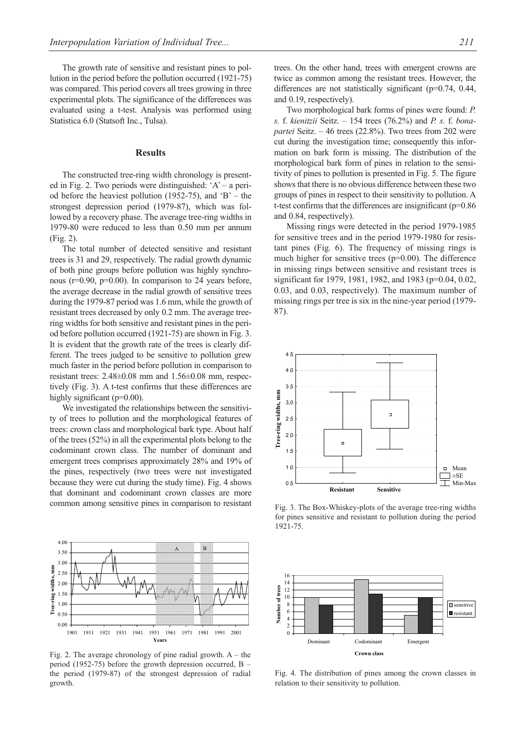The growth rate of sensitive and resistant pines to pollution in the period before the pollution occurred (1921-75) was compared. This period covers all trees growing in three experimental plots. The significance of the differences was evaluated using a t-test. Analysis was performed using Statistica 6.0 (Statsoft Inc., Tulsa).

## Results

The constructed tree-ring width chronology is presented in Fig. 2. Two periods were distinguished: 'A' – a period before the heaviest pollution (1952-75), and 'B' – the strongest depression period (1979-87), which was followed by a recovery phase. The average tree-ring widths in 1979-80 were reduced to less than 0.50 mm per annum (Fig. 2).

The total number of detected sensitive and resistant trees is 31 and 29, respectively. The radial growth dynamic of both pine groups before pollution was highly synchronous ($r=0.90$, $p=0.00$). In comparison to 24 years before, the average decrease in the radial growth of sensitive trees during the 1979-87 period was 1.6 mm, while the growth of resistant trees decreased by only 0.2 mm. The average tree-ring widths for both sensitive and resistant pines in the period before pollution occurred (1921-75) are shown in Fig. 3. It is evident that the growth rate of the trees is clearly different. The trees judged to be sensitive to pollution grew much faster in the period before pollution in comparison to resistant trees: $2.48\pm0.08$ mm and $1.56\pm0.08$ mm, respectively (Fig. 3). A t-test confirms that these differences are highly significant ($p=0.00$).

We investigated the relationships between the sensitivity of trees to pollution and the morphological features of trees: crown class and morphological bark type. About half of the trees (52%) in all the experimental plots belong to the codominant crown class. The number of dominant and emergent trees comprises approximately 28% and 19% of the pines, respectively (two trees were not investigated because they were cut during the study time). Fig. 4 shows that dominant and codominant crown classes are more common among sensitive pines in comparison to resistant trees. On the other hand, trees with emergent crowns are twice as common among the resistant trees. However, the differences are not statistically significant ($p=0.74$, 0.44, and 0.19, respectively).

Two morphological bark forms of pines were found: *P. s.* f. *kienitzii* Seitz. – 154 trees (76.2%) and *P. s.* f. *bonapartei* Seitz. – 46 trees (22.8%). Two trees from 202 were cut during the investigation time; consequently this information on bark form is missing. The distribution of the morphological bark form of pines in relation to the sensitivity of pines to pollution is presented in Fig. 5. The figure shows that there is no obvious difference between these two groups of pines in respect to their sensitivity to pollution. A t-test confirms that the differences are insignificant ($p=0.86$ and 0.84, respectively).

Missing rings were detected in the period 1979-1985 for sensitive trees and in the period 1979-1980 for resistant pines (Fig. 6). The frequency of missing rings is much higher for sensitive trees ($p=0.00$). The difference in missing rings between sensitive and resistant trees is significant for 1979, 1981, 1982, and 1983 ($p=0.04$, 0.02, 0.03, and 0.03, respectively). The maximum number of missing rings per tree is six in the nine-year period (1979-87).

Fig. 3. The Box-Whiskey-plots of the average tree-ring widths for pines sensitive and resistant to pollution during the period 1921-75.

Fig. 2. The average chronology of pine radial growth. A – the period (1952-75) before the growth depression occurred, B – the period (1979-87) of the strongest depression of radial growth.

Fig. 4. The distribution of pines among the crown classes in relation to their sensitivity to pollution.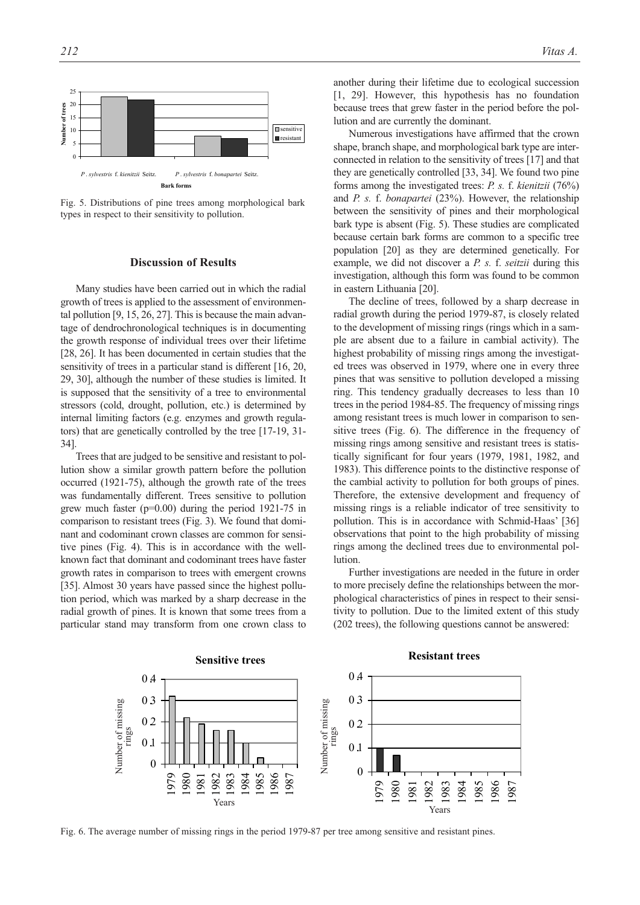Fig. 5. Distributions of pine trees among morphological bark types in respect to their sensitivity to pollution.

## Discussion of Results

Many studies have been carried out in which the radial growth of trees is applied to the assessment of environmental pollution [9, 15, 26, 27]. This is because the main advantage of dendrochronological techniques is in documenting the growth response of individual trees over their lifetime [28, 26]. It has been documented in certain studies that the sensitivity of trees in a particular stand is different [16, 20, 29, 30], although the number of these studies is limited. It is supposed that the sensitivity of a tree to environmental stressors (cold, drought, pollution, etc.) is determined by internal limiting factors (e.g. enzymes and growth regulators) that are genetically controlled by the tree [17-19, 31-34].

Trees that are judged to be sensitive and resistant to pollution show a similar growth pattern before the pollution occurred (1921-75), although the growth rate of the trees was fundamentally different. Trees sensitive to pollution grew much faster ($p=0.00$) during the period 1921-75 in comparison to resistant trees (Fig. 3). We found that dominant and codominant crown classes are common for sensitive pines (Fig. 4). This is in accordance with the well-known fact that dominant and codominant trees have faster growth rates in comparison to trees with emergent crowns [35]. Almost 30 years have passed since the highest pollution period, which was marked by a sharp decrease in the radial growth of pines. It is known that some trees from a particular stand may transform from one crown class to another during their lifetime due to ecological succession [1, 29]. However, this hypothesis has no foundation because trees that grew faster in the period before the pollution and are currently the dominant.

Numerous investigations have affirmed that the crown shape, branch shape, and morphological bark type are interconnected in relation to the sensitivity of trees [17] and that they are genetically controlled [33, 34]. We found two pine forms among the investigated trees: *P. s.* f. *kienitzii* (76%) and *P. s.* f. *bonapartei* (23%). However, the relationship between the sensitivity of pines and their morphological bark type is absent (Fig. 5). These studies are complicated because certain bark forms are common to a specific tree population [20] as they are determined genetically. For example, we did not discover a *P. s.* f. *seitzii* during this investigation, although this form was found to be common in eastern Lithuania [20].

The decline of trees, followed by a sharp decrease in radial growth during the period 1979-87, is closely related to the development of missing rings (rings which in a sample are absent due to a failure in cambial activity). The highest probability of missing rings among the investigated trees was observed in 1979, where one in every three pines that was sensitive to pollution developed a missing ring. This tendency gradually decreases to less than 10 trees in the period 1984-85. The frequency of missing rings among resistant trees is much lower in comparison to sensitive trees (Fig. 6). The difference in the frequency of missing rings among sensitive and resistant trees is statistically significant for four years (1979, 1981, 1982, and 1983). This difference points to the distinctive response of the cambial activity to pollution for both groups of pines. Therefore, the extensive development and frequency of missing rings is a reliable indicator of tree sensitivity to pollution. This is in accordance with Schmid-Haas' [36] observations that point to the high probability of missing rings among the declined trees due to environmental pollution.

Further investigations are needed in the future in order to more precisely define the relationships between the morphological characteristics of pines in respect to their sensitivity to pollution. Due to the limited extent of this study (202 trees), the following questions cannot be answered:

Fig. 6. The average number of missing rings in the period 1979-87 per tree among sensitive and resistant pines.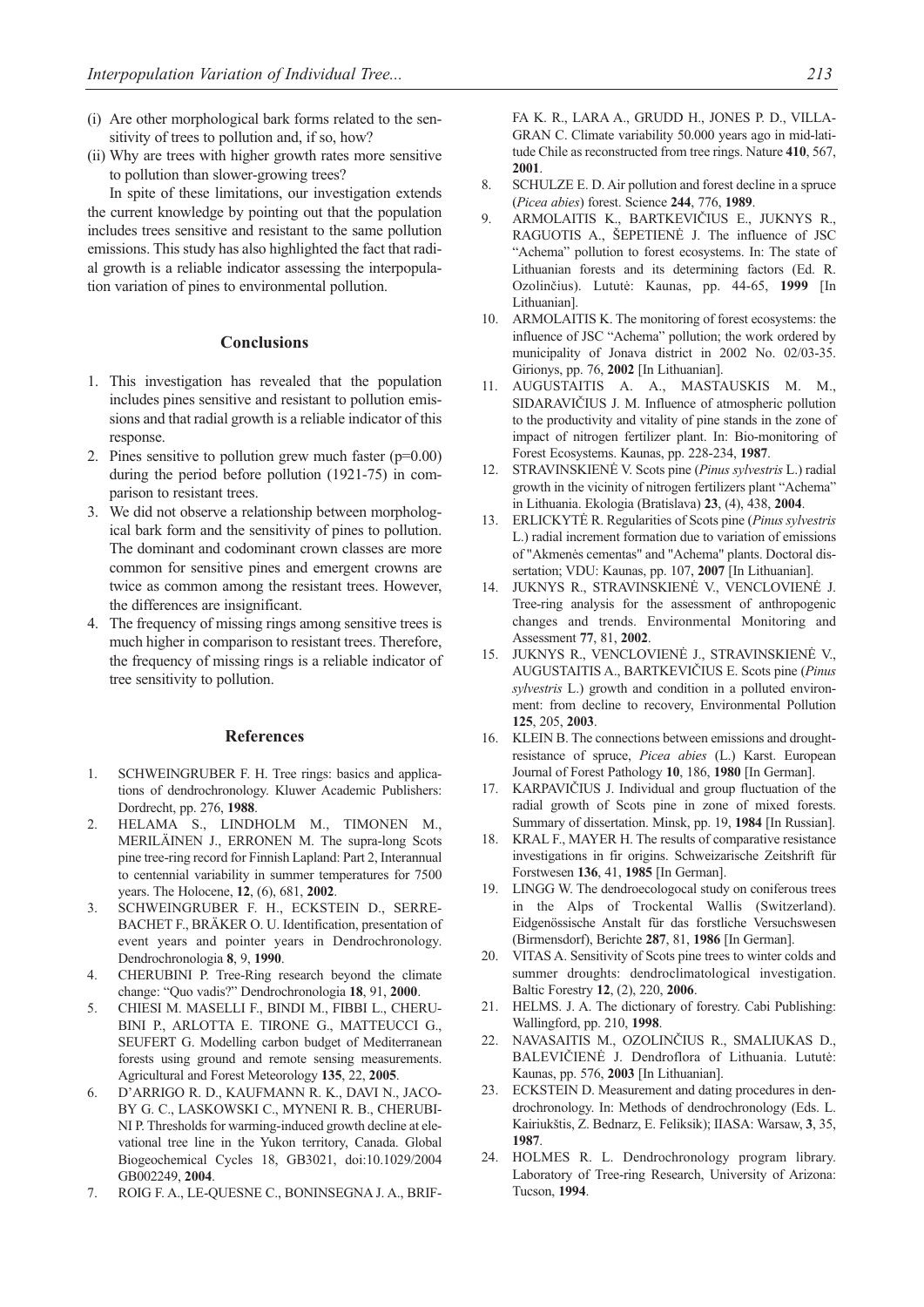(i) Are other morphological bark forms related to the sensitivity of trees to pollution and, if so, how?

(ii) Why are trees with higher growth rates more sensitive to pollution than slower-growing trees?

In spite of these limitations, our investigation extends the current knowledge by pointing out that the population includes trees sensitive and resistant to the same pollution emissions. This study has also highlighted the fact that radial growth is a reliable indicator assessing the interpopulation variation of pines to environmental pollution.

## Conclusions

1. This investigation has revealed that the population includes pines sensitive and resistant to pollution emissions and that radial growth is a reliable indicator of this response.
2. Pines sensitive to pollution grew much faster ($p=0.00$) during the period before pollution (1921-75) in comparison to resistant trees.
3. We did not observe a relationship between morphological bark form and the sensitivity of pines to pollution. The dominant and codominant crown classes are more common for sensitive pines and emergent crowns are twice as common among the resistant trees. However, the differences are insignificant.
4. The frequency of missing rings among sensitive trees is much higher in comparison to resistant trees. Therefore, the frequency of missing rings is a reliable indicator of tree sensitivity to pollution.

## References

1. SCHWEINGRUBER F. H. Tree rings: basics and applications of dendrochronology. Kluwer Academic Publishers: Dordrecht, pp. 276, **1988**.
2. HELAMA S., LINDHOLM M., TIMONEN M., MERILÄINEN J., ERRONEN M. The supra-long Scots pine tree-ring record for Finnish Lapland: Part 2, Interannual to centennial variability in summer temperatures for 7500 years. The Holocene, **12**, (6), 681, **2002**.
3. SCHWEINGRUBER F. H., ECKSTEIN D., SERRE-BACHET F., BRÄKER O. U. Identification, presentation of event years and pointer years in Dendrochronology. Dendrochronologia **8**, 9, **1990**.
4. CHERUBINI P. Tree-Ring research beyond the climate change: "Quo vadis?" Dendrochronologia **18**, 91, **2000**.
5. CHIESI M. MASELLI F., BINDI M., FIBBI L., CHERUBINI P., ARLOTTA E. TIRONE G., MATTEUCCI G., SEUFERT G. Modelling carbon budget of Mediterranean forests using ground and remote sensing measurements. Agricultural and Forest Meteorology **135**, 22, **2005**.
6. D'ARRIGO R. D., KAUFMANN R. K., DAVI N., JACOBY G. C., LASKOWSKI C., MYNENI R. B., CHERUBINI P. Thresholds for warming-induced growth decline at elevational tree line in the Yukon territory, Canada. Global Biogeochemical Cycles 18, GB3021, doi:10.1029/2004 GB002249, **2004**.
7. ROIG F. A., LE-QUESNE C., BONINSEGNA J. A., BRIFFA K. R., LARA A., GRUDD H., JONES P. D., VILLAGRAN C. Climate variability 50.000 years ago in mid-latitude Chile as reconstructed from tree rings. Nature **410**, 567, **2001**.
8. SCHULZE E. D. Air pollution and forest decline in a spruce (*Picea abies*) forest. Science **244**, 776, **1989**.
9. ARMOLAITIS K., BARTKEVIČIUS E., JUKNYS R., RAGUOTIS A., ŠEPETIENĖ J. The influence of JSC "Achema" pollution to forest ecosystems. In: The state of Lithuanian forests and its determining factors (Ed. R. Ozolinčius). Lututė: Kaunas, pp. 44-65, **1999** [In Lithuanian].
10. ARMOLAITIS K. The monitoring of forest ecosystems: the influence of JSC "Achema" pollution; the work ordered by municipality of Jonava district in 2002 No. 02/03-35. Girionys, pp. 76, **2002** [In Lithuanian].
11. AUGUSTAITIS A. A., MASTAUSKIS M. M., SIDARAVIČIUS J. M. Influence of atmospheric pollution to the productivity and vitality of pine stands in the zone of impact of nitrogen fertilizer plant. In: Bio-monitoring of Forest Ecosystems. Kaunas, pp. 228-234, **1987**.
12. STRAVINSKIENĖ V. Scots pine (*Pinus sylvestris* L.) radial growth in the vicinity of nitrogen fertilizers plant "Achema" in Lithuania. Ekologia (Bratislava) **23**, (4), 438, **2004**.
13. ERLICKYTĖ R. Regularities of Scots pine (*Pinus sylvestris* L.) radial increment formation due to variation of emissions of "Akmenės cementas" and "Achema" plants. Doctoral dissertation; VDU: Kaunas, pp. 107, **2007** [In Lithuanian].
14. JUKNYS R., STRAVINSKIENĖ V., VENCLOVIENĖ J. Tree-ring analysis for the assessment of anthropogenic changes and trends. Environmental Monitoring and Assessment **77**, 81, **2002**.
15. JUKNYS R., VENCLOVIENĖ J., STRAVINSKIENĖ V., AUGUSTAITIS A., BARTKEVIČIUS E. Scots pine (*Pinus sylvestris* L.) growth and condition in a polluted environment: from decline to recovery, Environmental Pollution **125**, 205, **2003**.
16. KLEIN B. The connections between emissions and drought-resistance of spruce, *Picea abies* (L.) Karst. European Journal of Forest Pathology **10**, 186, **1980** [In German].
17. KARPAVIČIUS J. Individual and group fluctuation of the radial growth of Scots pine in zone of mixed forests. Summary of dissertation. Minsk, pp. 19, **1984** [In Russian].
18. KRAL F., MAYER H. The results of comparative resistance investigations in fir origins. Schweizarische Zeitshrift für Forstwesen **136**, 41, **1985** [In German].
19. LINGG W. The dendroecologocal study on coniferous trees in the Alps of Trockental Wallis (Switzerland). Eidgenössische Anstalt für das forstliche Versuchswesen (Birmensdorf), Berichte **287**, 81, **1986** [In German].
20. VITAS A. Sensitivity of Scots pine trees to winter colds and summer droughts: dendroclimatological investigation. Baltic Forestry **12**, (2), 220, **2006**.
21. HELMS. J. A. The dictionary of forestry. Cabi Publishing: Wallingford, pp. 210, **1998**.
22. NAVASAITIS M., OZOLINČIUS R., SMALIUKAS D., BALEVIČIENĖ J. Dendroflora of Lithuania. Lututė: Kaunas, pp. 576, **2003** [In Lithuanian].
23. ECKSTEIN D. Measurement and dating procedures in dendrochronology. In: Methods of dendrochronology (Eds. L. Kairiukštis, Z. Bednarz, E. Felíksik); IIASA: Warsaw, **3**, 35, **1987**.
24. HOLMES R. L. Dendrochronology program library. Laboratory of Tree-ring Research, University of Arizona: Tucson, **1994**.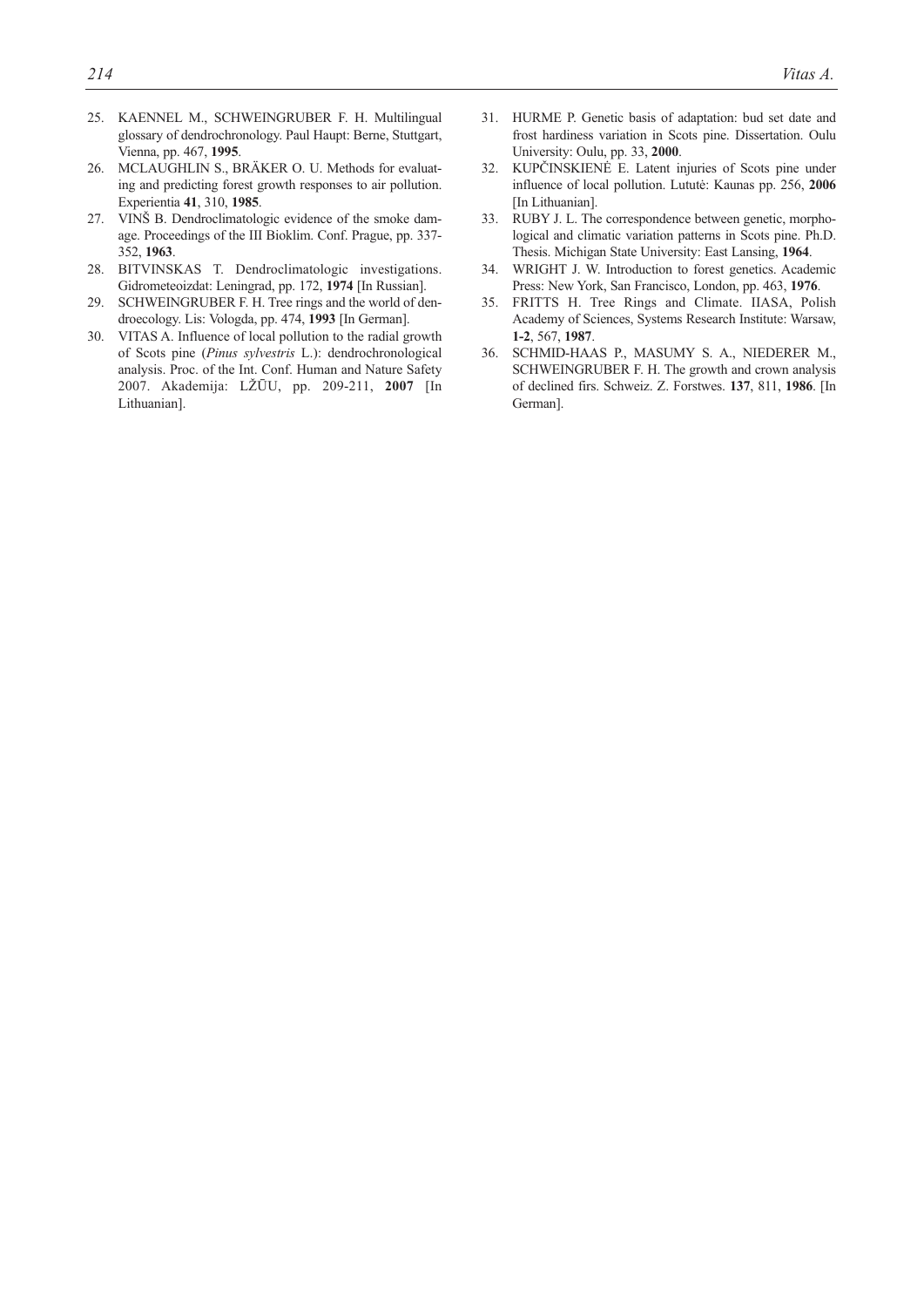25. KAENNEL M., SCHWEINGRUBER F. H. Multilingual glossary of dendrochronology. Paul Haupt: Berne, Stuttgart, Vienna, pp. 467, **1995**.
26. MCLAUGHLIN S., BRÄKER O. U. Methods for evaluating and predicting forest growth responses to air pollution. Experientia **41**, 310, **1985**.
27. VINŠ B. Dendroclimatologic evidence of the smoke damage. Proceedings of the III Bioklim. Conf. Prague, pp. 337-352, **1963**.
28. BITVINSKAS T. Dendroclimatologic investigations. Gidrometeoizdat: Leningrad, pp. 172, **1974** [In Russian].
29. SCHWEINGRUBER F. H. Tree rings and the world of dendroecology. Lis: Vologda, pp. 474, **1993** [In German].
30. VITAS A. Influence of local pollution to the radial growth of Scots pine (*Pinus sylvestris* L.): dendrochronological analysis. Proc. of the Int. Conf. Human and Nature Safety 2007. Akademija: LŽŪU, pp. 209-211, **2007** [In Lithuanian].
31. HURME P. Genetic basis of adaptation: bud set date and frost hardiness variation in Scots pine. Dissertation. Oulu University: Oulu, pp. 33, **2000**.
32. KUPČINSKIENĖ E. Latent injuries of Scots pine under influence of local pollution. Lututė: Kaunas pp. 256, **2006** [In Lithuanian].
33. RUBY J. L. The correspondence between genetic, morphological and climatic variation patterns in Scots pine. Ph.D. Thesis. Michigan State University: East Lansing, **1964**.
34. WRIGHT J. W. Introduction to forest genetics. Academic Press: New York, San Francisco, London, pp. 463, **1976**.
35. FRITTS H. Tree Rings and Climate. IIASA, Polish Academy of Sciences, Systems Research Institute: Warsaw, **1-2**, 567, **1987**.
36. SCHMID-HAAS P., MASUMY S. A., NIEDERER M., SCHWEINGRUBER F. H. The growth and crown analysis of declined firs. Schweiz. Z. Forstwes. **137**, 811, **1986**. [In German].